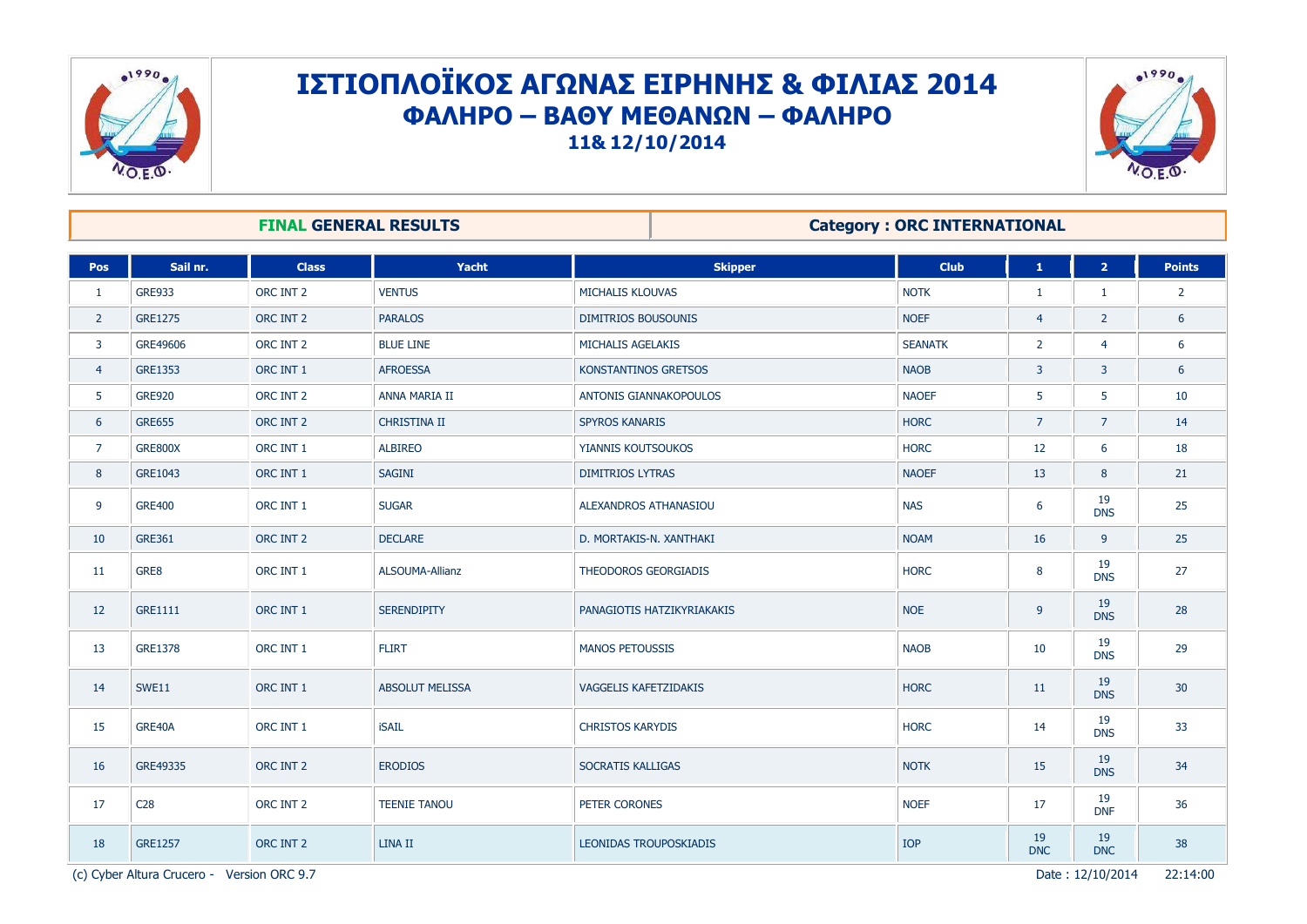# ΙΣΤΙΟΠΛΟΪΚΟΣ ΑΓΩΝΑΣ ΕΙΡΗΝΗΣ & ΦΙΛΙΑΣ 2014

## ΦΑΛΗΡΟ – ΒΑΘΥ ΜΕΘΑΝΩΝ – ΦΑΛΗΡΟ

### 11& 12/10/2014

**FINAL GENERAL RESULTS** | **Category : ORC INTERNATIONAL**

| Pos | Sail nr. | Class | Yacht | Skipper | Club | 1 | 2 | Points |
|---|---|---|---|---|---|---|---|---|
| 1 | GRE933 | ORC INT 2 | VENTUS | MICHALIS KLOUVAS | NOTK | 1 | 1 | 2 |
| 2 | GRE1275 | ORC INT 2 | PARALOS | DIMITRIOS BOUSOUNIS | NOEF | 4 | 2 | 6 |
| 3 | GRE49606 | ORC INT 2 | BLUE LINE | MICHALIS AGELAKIS | SEANATK | 2 | 4 | 6 |
| 4 | GRE1353 | ORC INT 1 | AFROESSA | KONSTANTINOS GRETSOS | NAOB | 3 | 3 | 6 |
| 5 | GRE920 | ORC INT 2 | ANNA MARIA II | ANTONIS GIANNAKOPOULOS | NAOEF | 5 | 5 | 10 |
| 6 | GRE655 | ORC INT 2 | CHRISTINA II | SPYROS KANARIS | HORC | 7 | 7 | 14 |
| 7 | GRE800X | ORC INT 1 | ALBIREO | YIANNIS KOUTSOUKOS | HORC | 12 | 6 | 18 |
| 8 | GRE1043 | ORC INT 1 | SAGINI | DIMITRIOS LYTRAS | NAOEF | 13 | 8 | 21 |
| 9 | GRE400 | ORC INT 1 | SUGAR | ALEXANDROS ATHANASIOU | NAS | 6 | 19 DNS | 25 |
| 10 | GRE361 | ORC INT 2 | DECLARE | D. MORTAKIS-N. XANTHAKI | NOAM | 16 | 9 | 25 |
| 11 | GRE8 | ORC INT 1 | ALSOUMA-Allianz | THEODOROS GEORGIADIS | HORC | 8 | 19 DNS | 27 |
| 12 | GRE1111 | ORC INT 1 | SERENDIPITY | PANAGIOTIS HATZIKYRIAKAKIS | NOE | 9 | 19 DNS | 28 |
| 13 | GRE1378 | ORC INT 1 | FLIRT | MANOS PETOUSSIS | NAOB | 10 | 19 DNS | 29 |
| 14 | SWE11 | ORC INT 1 | ABSOLUT MELISSA | VAGGELIS KAFETZIDAKIS | HORC | 11 | 19 DNS | 30 |
| 15 | GRE40A | ORC INT 1 | iSAIL | CHRISTOS KARYDIS | HORC | 14 | 19 DNS | 33 |
| 16 | GRE49335 | ORC INT 2 | ERODIOS | SOCRATIS KALLIGAS | NOTK | 15 | 19 DNS | 34 |
| 17 | C28 | ORC INT 2 | TEENIE TANOU | PETER CORONES | NOEF | 17 | 19 DNF | 36 |
| 18 | GRE1257 | ORC INT 2 | LINA II | LEONIDAS TROUPOSKIADIS | IOP | 19 DNC | 19 DNC | 38 |

(c) Cyber Altura Crucero - Version ORC 9.7 Date : 12/10/2014 22:14:00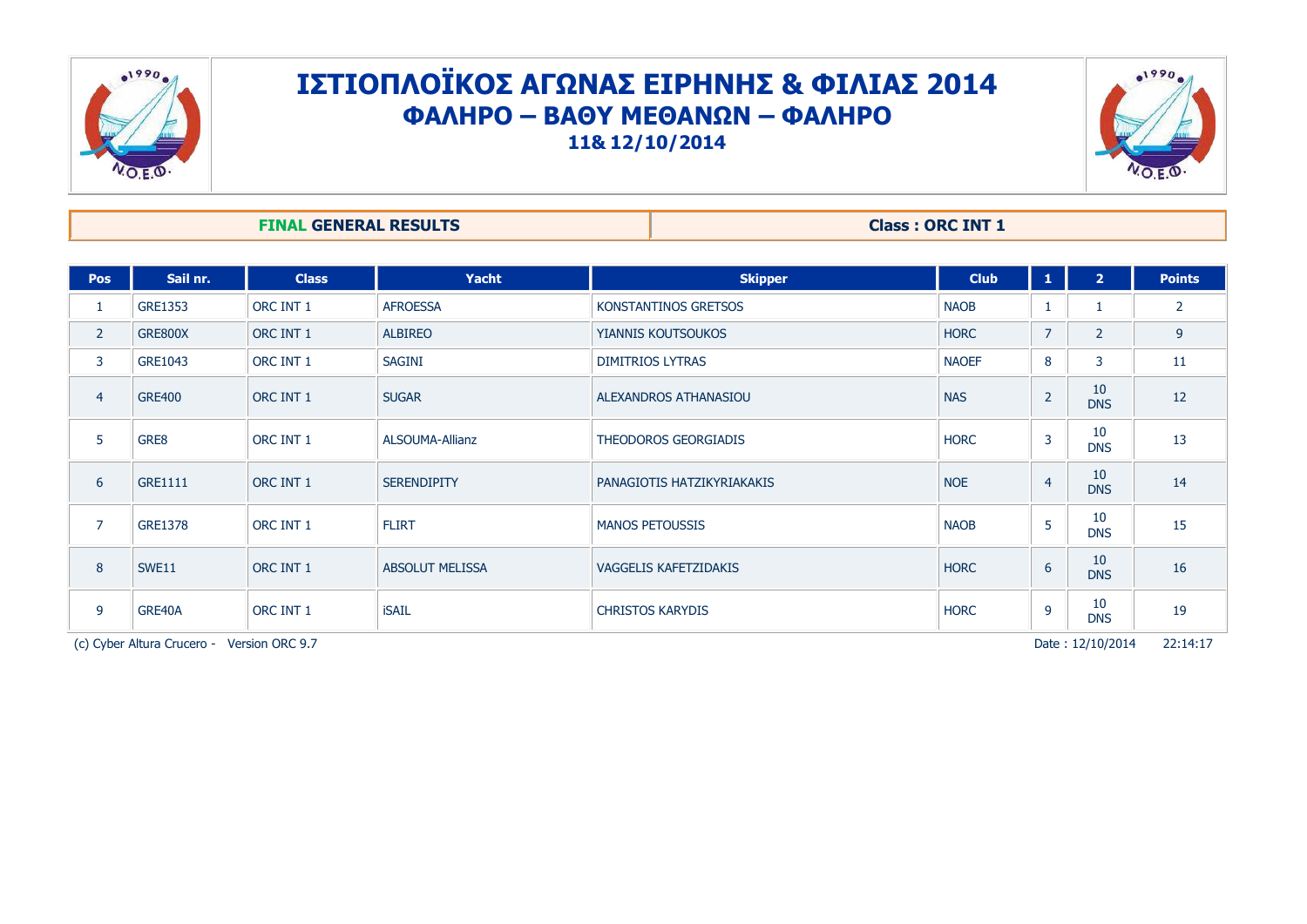# ΙΣΤΙΟΠΛΟΪΚΟΣ ΑΓΩΝΑΣ ΕΙΡΗΝΗΣ & ΦΙΛΙΑΣ 2014

## ΦΑΛΗΡΟ – ΒΑΘΥ ΜΕΘΑΝΩΝ – ΦΑΛΗΡΟ

**11& 12/10/2014**

| **FINAL GENERAL RESULTS** | **Class : ORC INT 1** |
|---|---|

| Pos | Sail nr. | Class | Yacht | Skipper | Club | 1 | 2 | Points |
|---|---|---|---|---|---|---|---|---|
| 1 | GRE1353 | ORC INT 1 | AFROESSA | KONSTANTINOS GRETSOS | NAOB | 1 | 1 | 2 |
| 2 | GRE800X | ORC INT 1 | ALBIREO | YIANNIS KOUTSOUKOS | HORC | 7 | 2 | 9 |
| 3 | GRE1043 | ORC INT 1 | SAGINI | DIMITRIOS LYTRAS | NAOEF | 8 | 3 | 11 |
| 4 | GRE400 | ORC INT 1 | SUGAR | ALEXANDROS ATHANASIOU | NAS | 2 | 10 DNS | 12 |
| 5 | GRE8 | ORC INT 1 | ALSOUMA-Allianz | THEODOROS GEORGIADIS | HORC | 3 | 10 DNS | 13 |
| 6 | GRE1111 | ORC INT 1 | SERENDIPITY | PANAGIOTIS HATZIKYRIAKAKIS | NOE | 4 | 10 DNS | 14 |
| 7 | GRE1378 | ORC INT 1 | FLIRT | MANOS PETOUSSIS | NAOB | 5 | 10 DNS | 15 |
| 8 | SWE11 | ORC INT 1 | ABSOLUT MELISSA | VAGGELIS KAFETZIDAKIS | HORC | 6 | 10 DNS | 16 |
| 9 | GRE40A | ORC INT 1 | iSAIL | CHRISTOS KARYDIS | HORC | 9 | 10 DNS | 19 |

(c) Cyber Altura Crucero - Version ORC 9.7    Date : 12/10/2014    22:14:17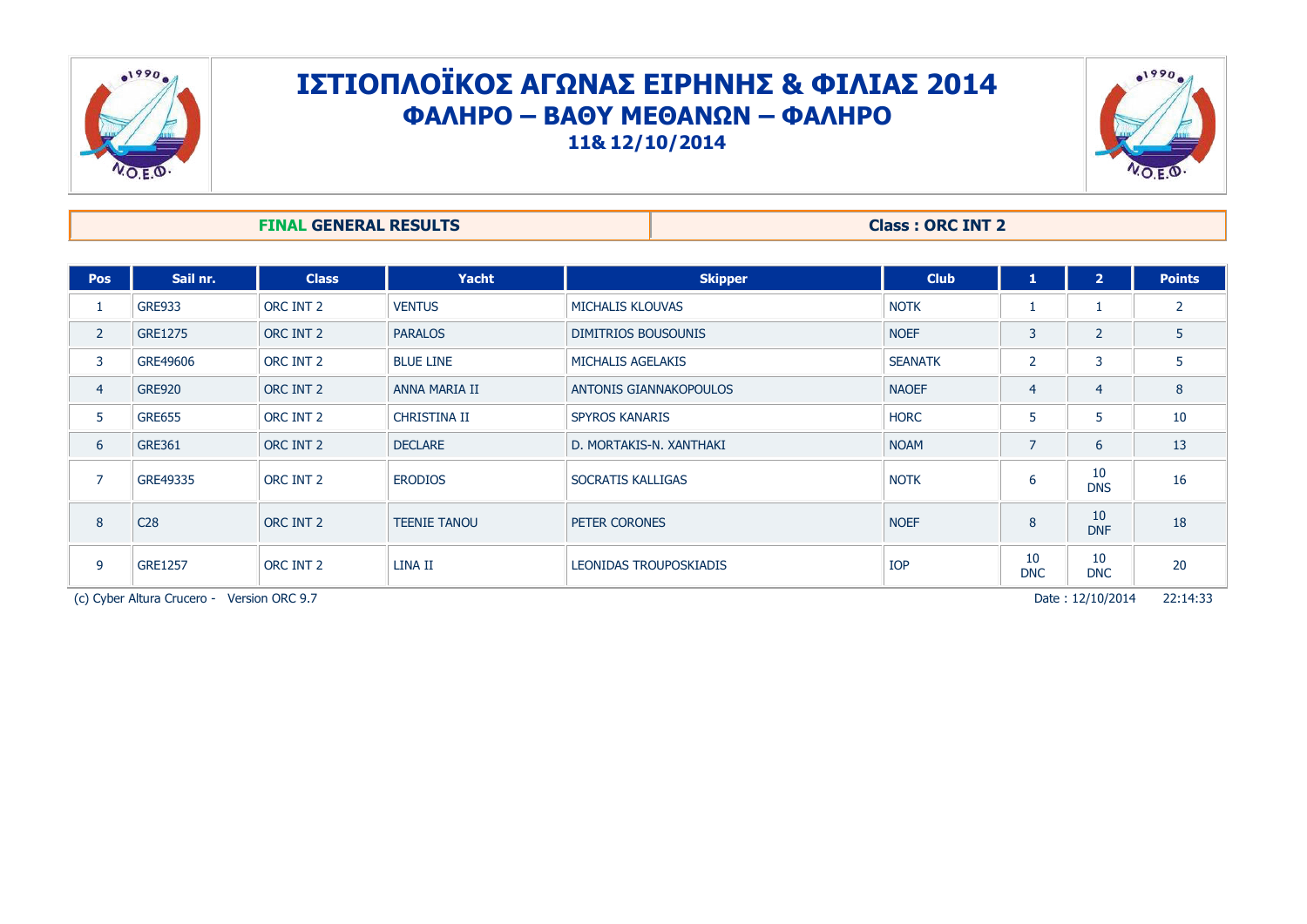# ΙΣΤΙΟΠΛΟΪΚΟΣ ΑΓΩΝΑΣ ΕΙΡΗΝΗΣ & ΦΙΛΙΑΣ 2014

## ΦΑΛΗΡΟ – ΒΑΘΥ ΜΕΘΑΝΩΝ – ΦΑΛΗΡΟ

**11& 12/10/2014**

**FINAL GENERAL RESULTS** | **Class : ORC INT 2**

| Pos | Sail nr. | Class | Yacht | Skipper | Club | 1 | 2 | Points |
|---|---|---|---|---|---|---|---|---|
| 1 | GRE933 | ORC INT 2 | VENTUS | MICHALIS KLOUVAS | NOTK | 1 | 1 | 2 |
| 2 | GRE1275 | ORC INT 2 | PARALOS | DIMITRIOS BOUSOUNIS | NOEF | 3 | 2 | 5 |
| 3 | GRE49606 | ORC INT 2 | BLUE LINE | MICHALIS AGELAKIS | SEANATK | 2 | 3 | 5 |
| 4 | GRE920 | ORC INT 2 | ANNA MARIA II | ANTONIS GIANNAKOPOULOS | NAOEF | 4 | 4 | 8 |
| 5 | GRE655 | ORC INT 2 | CHRISTINA II | SPYROS KANARIS | HORC | 5 | 5 | 10 |
| 6 | GRE361 | ORC INT 2 | DECLARE | D. MORTAKIS-N. XANTHAKI | NOAM | 7 | 6 | 13 |
| 7 | GRE49335 | ORC INT 2 | ERODIOS | SOCRATIS KALLIGAS | NOTK | 6 | 10 DNS | 16 |
| 8 | C28 | ORC INT 2 | TEENIE TANOU | PETER CORONES | NOEF | 8 | 10 DNF | 18 |
| 9 | GRE1257 | ORC INT 2 | LINA II | LEONIDAS TROUPOSKIADIS | IOP | 10 DNC | 10 DNC | 20 |

(c) Cyber Altura Crucero - Version ORC 9.7    Date : 12/10/2014    22:14:33